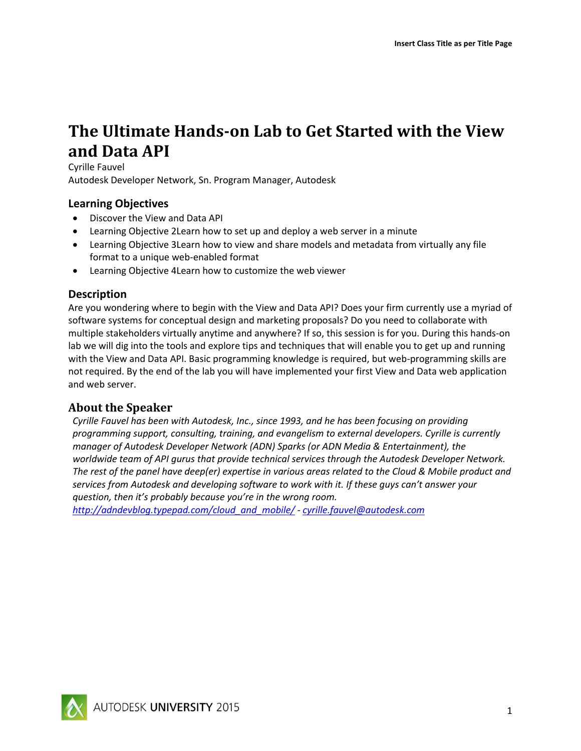# The Ultimate Hands-on Lab to Get Started with the View and Data API

Cyrille Fauvel
Autodesk Developer Network, Sn. Program Manager, Autodesk

## Learning Objectives

- Discover the View and Data API
- Learning Objective 2Learn how to set up and deploy a web server in a minute
- Learning Objective 3Learn how to view and share models and metadata from virtually any file format to a unique web-enabled format
- Learning Objective 4Learn how to customize the web viewer

## Description

Are you wondering where to begin with the View and Data API? Does your firm currently use a myriad of software systems for conceptual design and marketing proposals? Do you need to collaborate with multiple stakeholders virtually anytime and anywhere? If so, this session is for you. During this hands-on lab we will dig into the tools and explore tips and techniques that will enable you to get up and running with the View and Data API. Basic programming knowledge is required, but web-programming skills are not required. By the end of the lab you will have implemented your first View and Data web application and web server.

## About the Speaker

*Cyrille Fauvel has been with Autodesk, Inc., since 1993, and he has been focusing on providing programming support, consulting, training, and evangelism to external developers. Cyrille is currently manager of Autodesk Developer Network (ADN) Sparks (or ADN Media & Entertainment), the worldwide team of API gurus that provide technical services through the Autodesk Developer Network. The rest of the panel have deep(er) expertise in various areas related to the Cloud & Mobile product and services from Autodesk and developing software to work with it. If these guys can't answer your question, then it's probably because you're in the wrong room.*
*http://adndevblog.typepad.com/cloud_and_mobile/ - cyrille.fauvel@autodesk.com*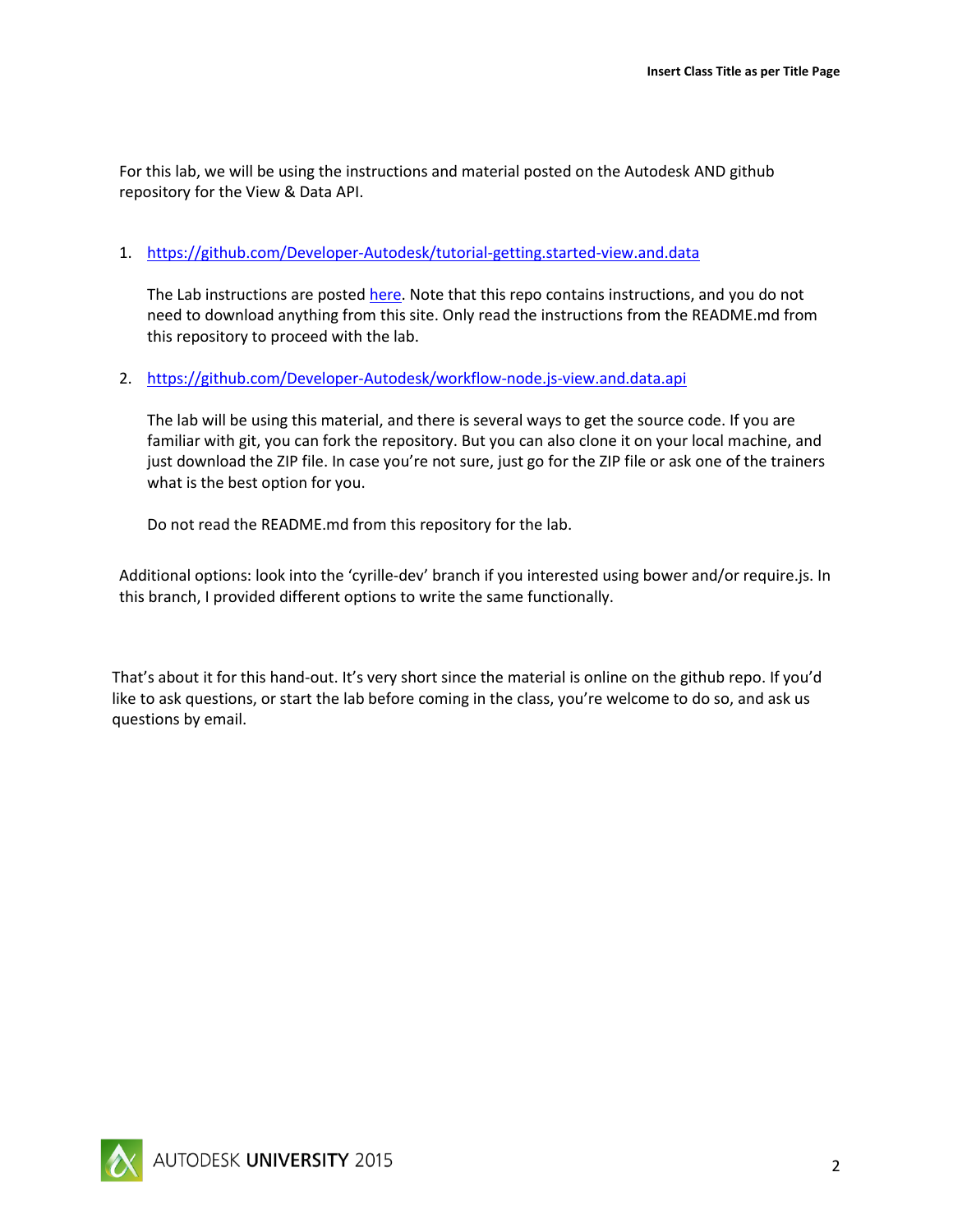For this lab, we will be using the instructions and material posted on the Autodesk AND github repository for the View & Data API.

1. https://github.com/Developer-Autodesk/tutorial-getting.started-view.and.data

   The Lab instructions are posted here. Note that this repo contains instructions, and you do not need to download anything from this site. Only read the instructions from the README.md from this repository to proceed with the lab.

2. https://github.com/Developer-Autodesk/workflow-node.js-view.and.data.api

   The lab will be using this material, and there is several ways to get the source code. If you are familiar with git, you can fork the repository. But you can also clone it on your local machine, and just download the ZIP file. In case you're not sure, just go for the ZIP file or ask one of the trainers what is the best option for you.

   Do not read the README.md from this repository for the lab.

Additional options: look into the 'cyrille-dev' branch if you interested using bower and/or require.js. In this branch, I provided different options to write the same functionally.

That's about it for this hand-out. It's very short since the material is online on the github repo. If you'd like to ask questions, or start the lab before coming in the class, you're welcome to do so, and ask us questions by email.